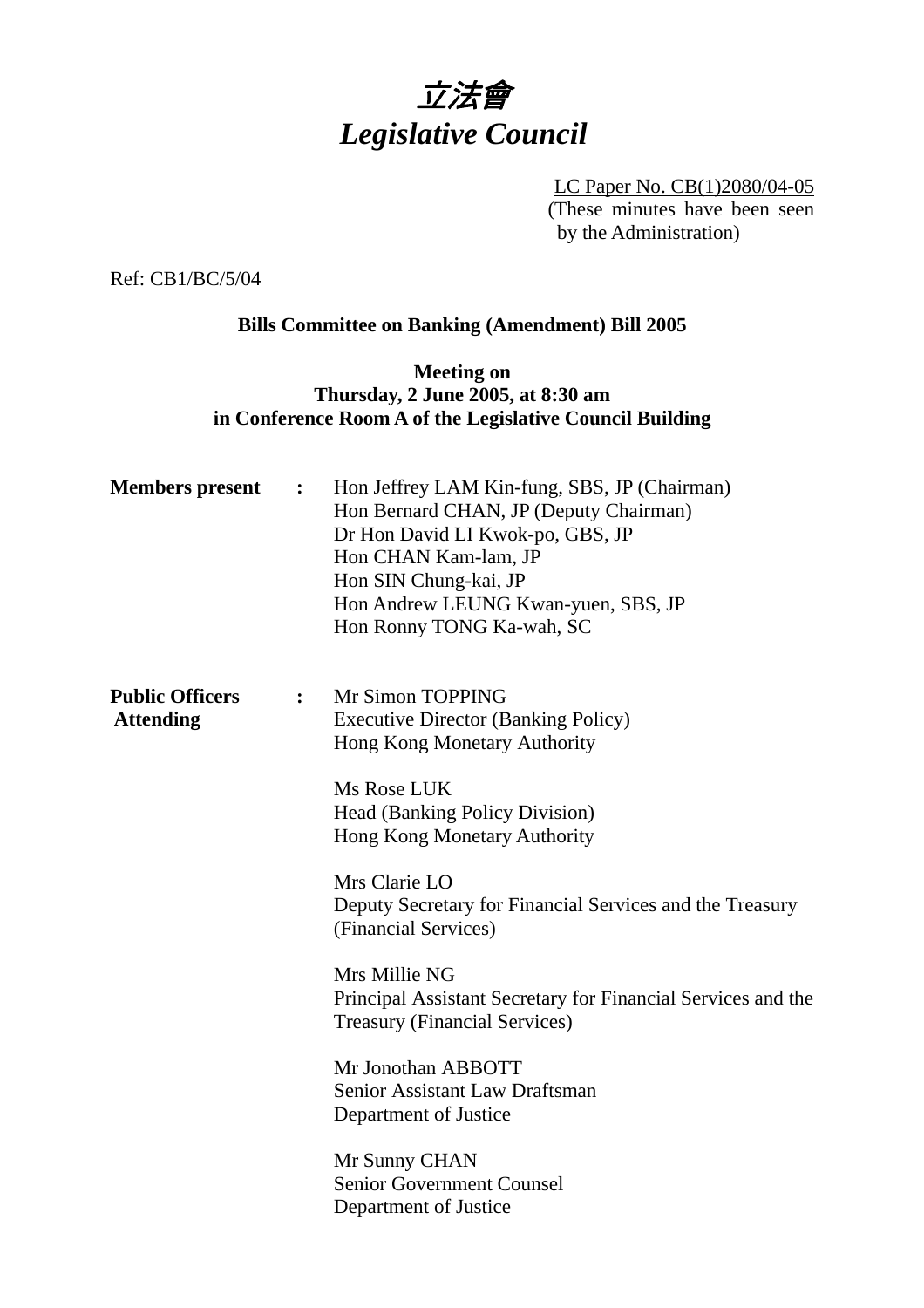# 立法會
# *Legislative Council*

LC Paper No. CB(1)2080/04-05
(These minutes have been seen by the Administration)

Ref: CB1/BC/5/04

**Bills Committee on Banking (Amendment) Bill 2005**

**Meeting on**
**Thursday, 2 June 2005, at 8:30 am**
**in Conference Room A of the Legislative Council Building**

**Members present** :

Hon Jeffrey LAM Kin-fung, SBS, JP (Chairman)
Hon Bernard CHAN, JP (Deputy Chairman)
Dr Hon David LI Kwok-po, GBS, JP
Hon CHAN Kam-lam, JP
Hon SIN Chung-kai, JP
Hon Andrew LEUNG Kwan-yuen, SBS, JP
Hon Ronny TONG Ka-wah, SC

**Public Officers Attending** :

Mr Simon TOPPING
Executive Director (Banking Policy)
Hong Kong Monetary Authority

Ms Rose LUK
Head (Banking Policy Division)
Hong Kong Monetary Authority

Mrs Clarie LO
Deputy Secretary for Financial Services and the Treasury (Financial Services)

Mrs Millie NG
Principal Assistant Secretary for Financial Services and the Treasury (Financial Services)

Mr Jonothan ABBOTT
Senior Assistant Law Draftsman
Department of Justice

Mr Sunny CHAN
Senior Government Counsel
Department of Justice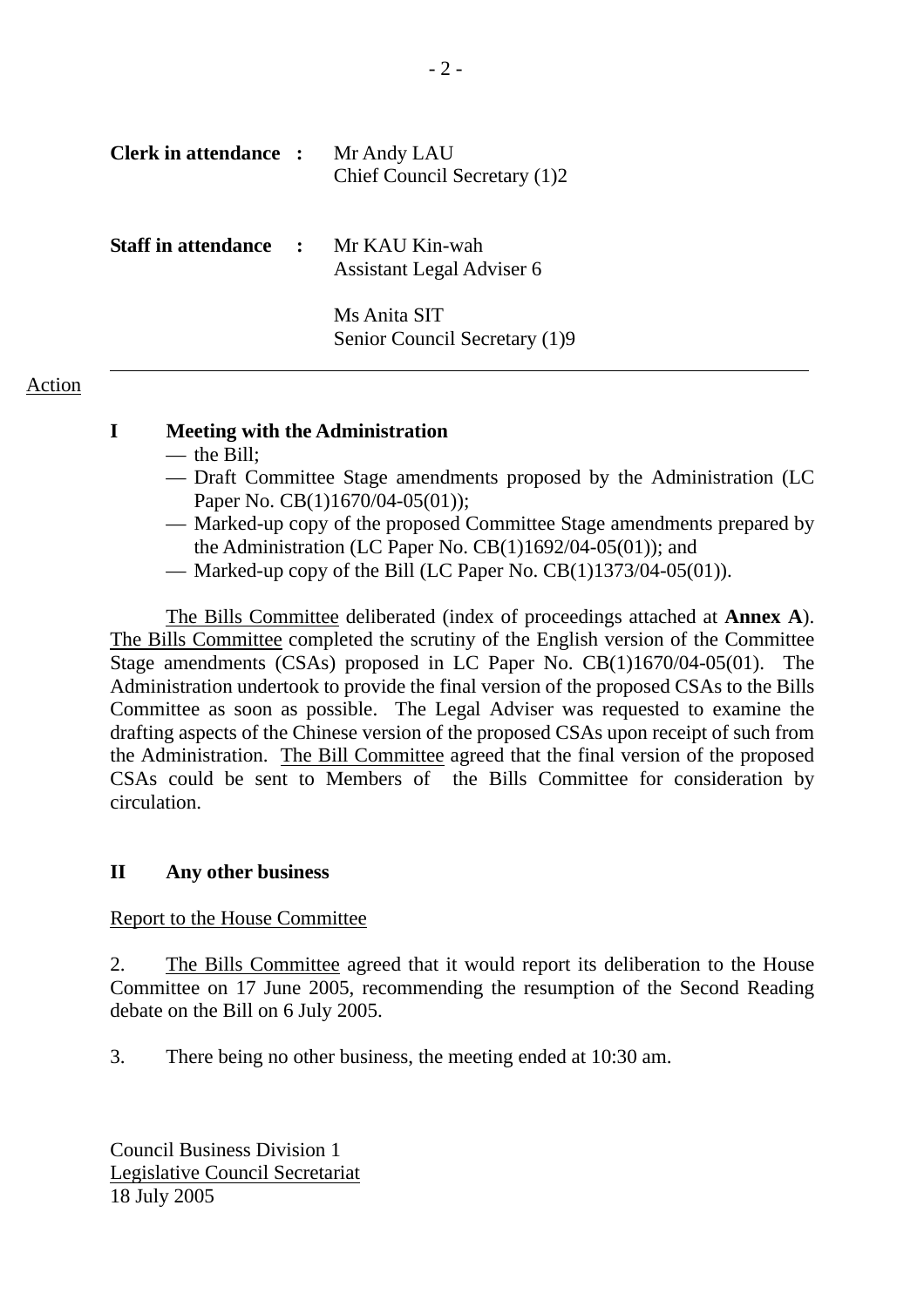**Clerk in attendance :** Mr Andy LAU
Chief Council Secretary (1)2

**Staff in attendance :** Mr KAU Kin-wah
Assistant Legal Adviser 6

Ms Anita SIT
Senior Council Secretary (1)9

---

Action

**I Meeting with the Administration**

- the Bill;
- Draft Committee Stage amendments proposed by the Administration (LC Paper No. CB(1)1670/04-05(01));
- Marked-up copy of the proposed Committee Stage amendments prepared by the Administration (LC Paper No. CB(1)1692/04-05(01)); and
- Marked-up copy of the Bill (LC Paper No. CB(1)1373/04-05(01)).

The Bills Committee deliberated (index of proceedings attached at **Annex A**). The Bills Committee completed the scrutiny of the English version of the Committee Stage amendments (CSAs) proposed in LC Paper No. CB(1)1670/04-05(01). The Administration undertook to provide the final version of the proposed CSAs to the Bills Committee as soon as possible. The Legal Adviser was requested to examine the drafting aspects of the Chinese version of the proposed CSAs upon receipt of such from the Administration. The Bill Committee agreed that the final version of the proposed CSAs could be sent to Members of the Bills Committee for consideration by circulation.

**II Any other business**

Report to the House Committee

2. The Bills Committee agreed that it would report its deliberation to the House Committee on 17 June 2005, recommending the resumption of the Second Reading debate on the Bill on 6 July 2005.

3. There being no other business, the meeting ended at 10:30 am.

Council Business Division 1
Legislative Council Secretariat
18 July 2005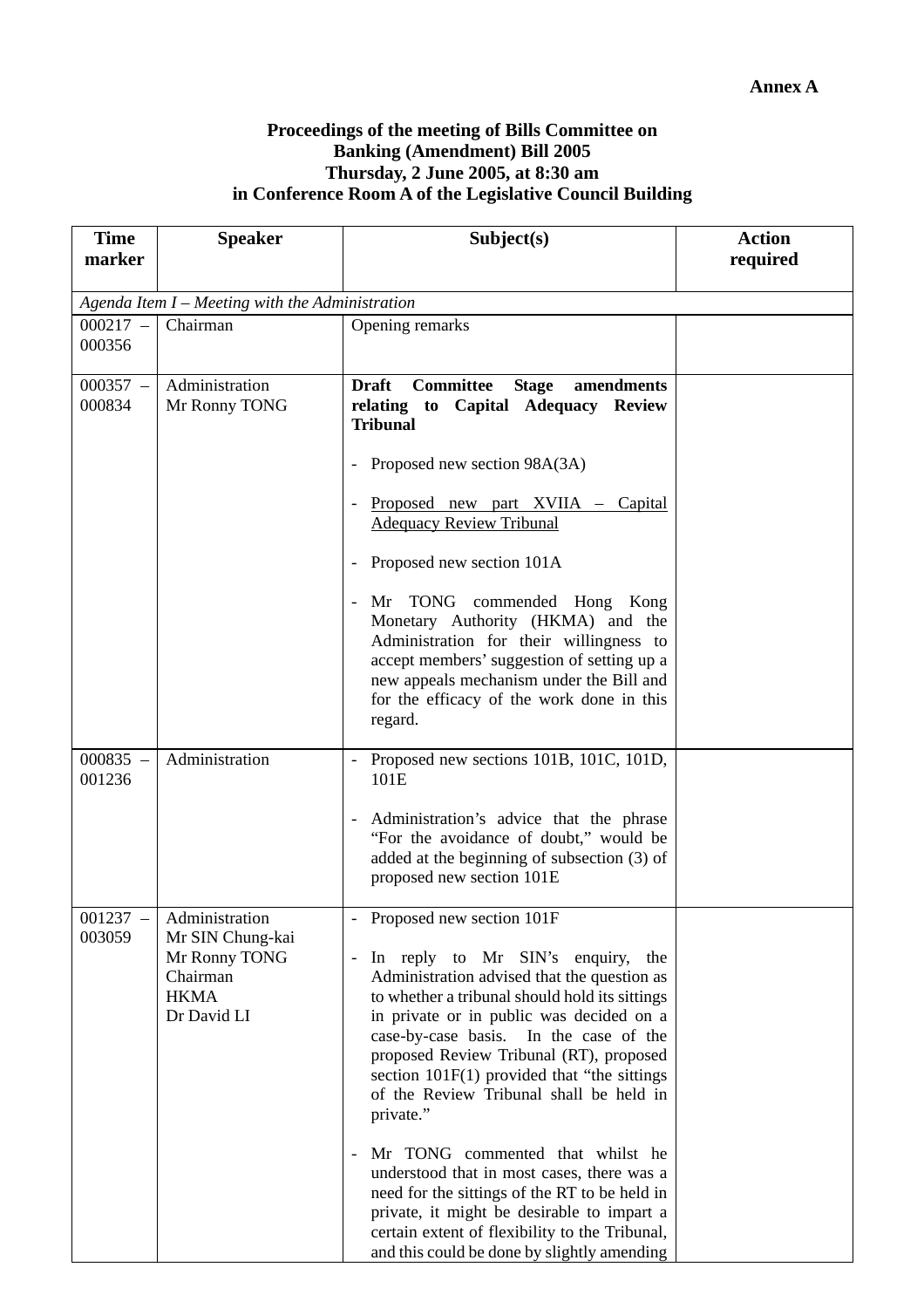**Annex A**

**Proceedings of the meeting of Bills Committee on Banking (Amendment) Bill 2005 Thursday, 2 June 2005, at 8:30 am in Conference Room A of the Legislative Council Building**

| Time marker | Speaker | Subject(s) | Action required |
|---|---|---|---|
| *Agenda Item I – Meeting with the Administration* | | | |
| 000217 – 000356 | Chairman | Opening remarks | |
| 000357 – 000834 | Administration<br>Mr Ronny TONG | **Draft Committee Stage amendments relating to Capital Adequacy Review Tribunal**<br><br>- Proposed new section 98A(3A)<br><br>- Proposed new part XVIIA – Capital Adequacy Review Tribunal<br><br>- Proposed new section 101A<br><br>- Mr TONG commended Hong Kong Monetary Authority (HKMA) and the Administration for their willingness to accept members' suggestion of setting up a new appeals mechanism under the Bill and for the efficacy of the work done in this regard. | |
| 000835 – 001236 | Administration | - Proposed new sections 101B, 101C, 101D, 101E<br><br>- Administration's advice that the phrase "For the avoidance of doubt," would be added at the beginning of subsection (3) of proposed new section 101E | |
| 001237 – 003059 | Administration<br>Mr SIN Chung-kai<br>Mr Ronny TONG<br>Chairman<br>HKMA<br>Dr David LI | - Proposed new section 101F<br><br>- In reply to Mr SIN's enquiry, the Administration advised that the question as to whether a tribunal should hold its sittings in private or in public was decided on a case-by-case basis. In the case of the proposed Review Tribunal (RT), proposed section 101F(1) provided that "the sittings of the Review Tribunal shall be held in private."<br><br>- Mr TONG commented that whilst he understood that in most cases, there was a need for the sittings of the RT to be held in private, it might be desirable to impart a certain extent of flexibility to the Tribunal, and this could be done by slightly amending | |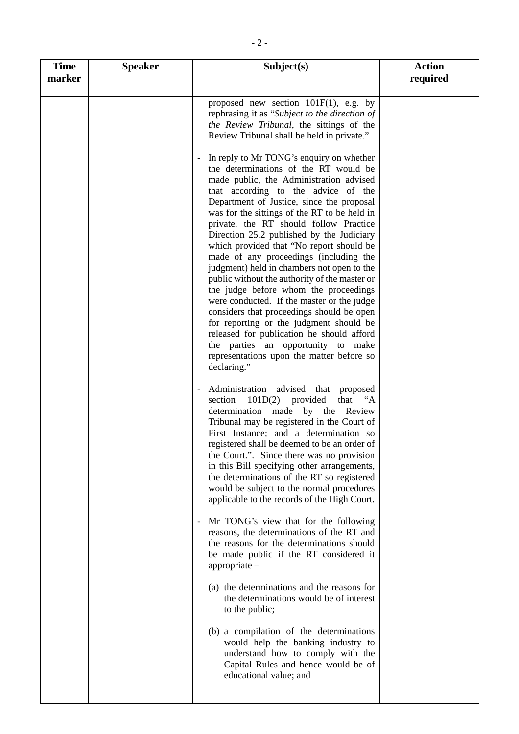| Time marker | Speaker | Subject(s) | Action required |
| --- | --- | --- | --- |
| | | proposed new section 101F(1), e.g. by rephrasing it as "*Subject to the direction of the Review Tribunal*, the sittings of the Review Tribunal shall be held in private."<br><br>- In reply to Mr TONG's enquiry on whether the determinations of the RT would be made public, the Administration advised that according to the advice of the Department of Justice, since the proposal was for the sittings of the RT to be held in private, the RT should follow Practice Direction 25.2 published by the Judiciary which provided that "No report should be made of any proceedings (including the judgment) held in chambers not open to the public without the authority of the master or the judge before whom the proceedings were conducted. If the master or the judge considers that proceedings should be open for reporting or the judgment should be released for publication he should afford the parties an opportunity to make representations upon the matter before so declaring."<br><br>- Administration advised that proposed section 101D(2) provided that "A determination made by the Review Tribunal may be registered in the Court of First Instance; and a determination so registered shall be deemed to be an order of the Court.". Since there was no provision in this Bill specifying other arrangements, the determinations of the RT so registered would be subject to the normal procedures applicable to the records of the High Court.<br><br>- Mr TONG's view that for the following reasons, the determinations of the RT and the reasons for the determinations should be made public if the RT considered it appropriate –<br><br>(a) the determinations and the reasons for the determinations would be of interest to the public;<br><br>(b) a compilation of the determinations would help the banking industry to understand how to comply with the Capital Rules and hence would be of educational value; and | |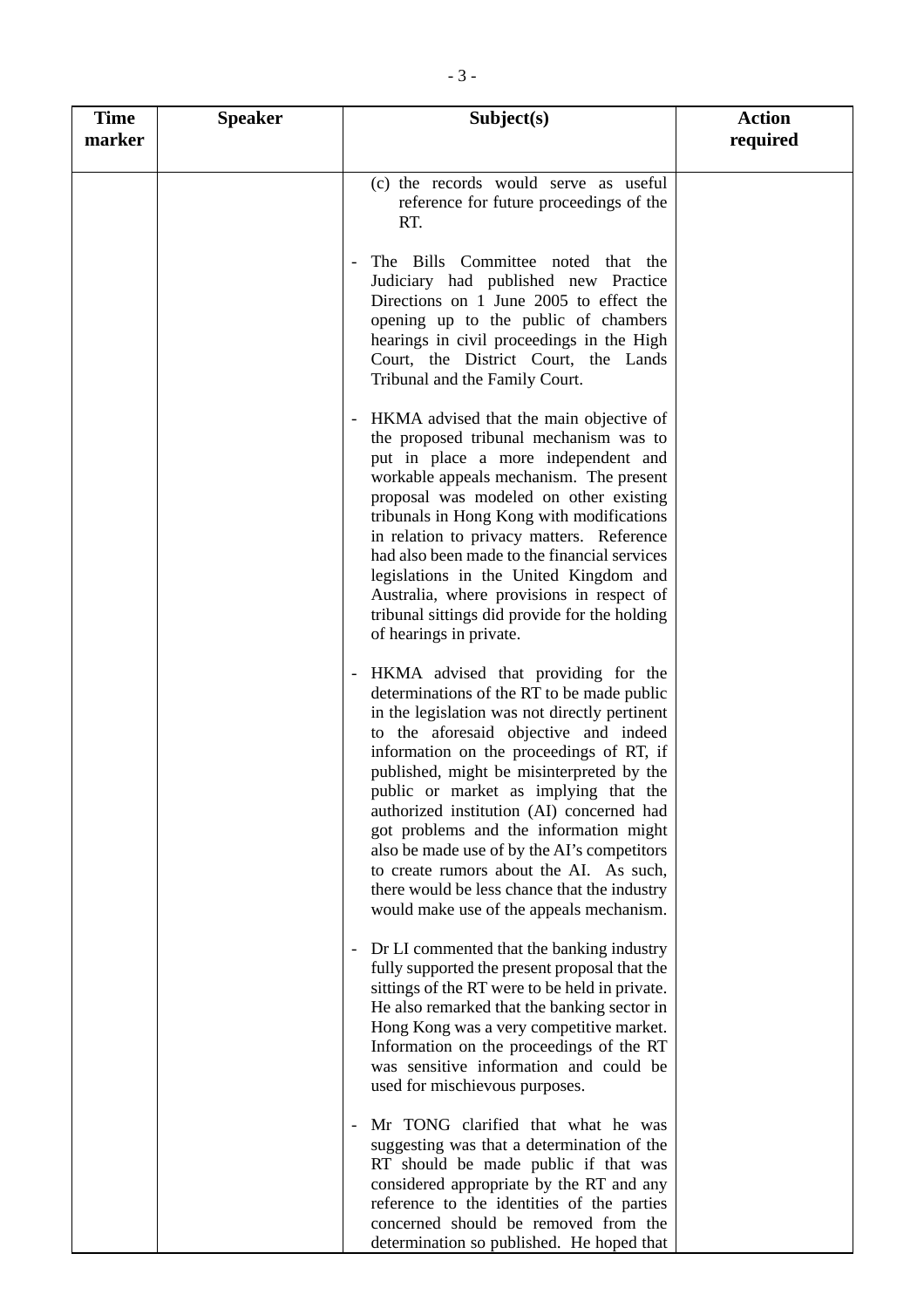| Time marker | Speaker | Subject(s) | Action required |
|---|---|---|---|
| | | (c) the records would serve as useful reference for future proceedings of the RT.<br><br>- The Bills Committee noted that the Judiciary had published new Practice Directions on 1 June 2005 to effect the opening up to the public of chambers hearings in civil proceedings in the High Court, the District Court, the Lands Tribunal and the Family Court.<br><br>- HKMA advised that the main objective of the proposed tribunal mechanism was to put in place a more independent and workable appeals mechanism. The present proposal was modeled on other existing tribunals in Hong Kong with modifications in relation to privacy matters. Reference had also been made to the financial services legislations in the United Kingdom and Australia, where provisions in respect of tribunal sittings did provide for the holding of hearings in private.<br><br>- HKMA advised that providing for the determinations of the RT to be made public in the legislation was not directly pertinent to the aforesaid objective and indeed information on the proceedings of RT, if published, might be misinterpreted by the public or market as implying that the authorized institution (AI) concerned had got problems and the information might also be made use of by the AI's competitors to create rumors about the AI. As such, there would be less chance that the industry would make use of the appeals mechanism.<br><br>- Dr LI commented that the banking industry fully supported the present proposal that the sittings of the RT were to be held in private. He also remarked that the banking sector in Hong Kong was a very competitive market. Information on the proceedings of the RT was sensitive information and could be used for mischievous purposes.<br><br>- Mr TONG clarified that what he was suggesting was that a determination of the RT should be made public if that was considered appropriate by the RT and any reference to the identities of the parties concerned should be removed from the determination so published. He hoped that | |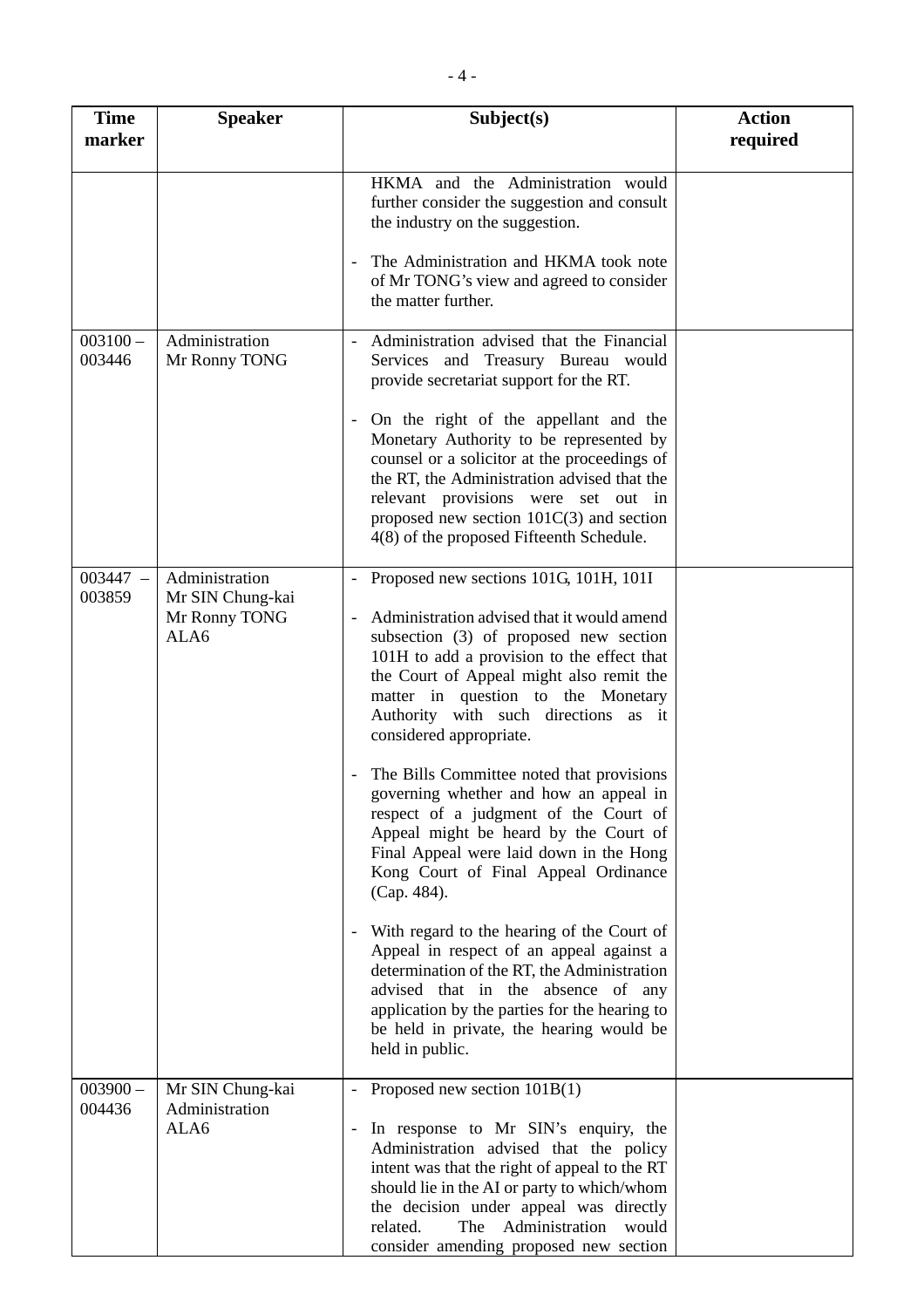| Time marker | Speaker | Subject(s) | Action required |
|---|---|---|---|
| | | HKMA and the Administration would further consider the suggestion and consult the industry on the suggestion.<br><br>- The Administration and HKMA took note of Mr TONG's view and agreed to consider the matter further. | |
| 003100 – 003446 | Administration<br>Mr Ronny TONG | - Administration advised that the Financial Services and Treasury Bureau would provide secretariat support for the RT.<br><br>- On the right of the appellant and the Monetary Authority to be represented by counsel or a solicitor at the proceedings of the RT, the Administration advised that the relevant provisions were set out in proposed new section 101C(3) and section 4(8) of the proposed Fifteenth Schedule. | |
| 003447 – 003859 | Administration<br>Mr SIN Chung-kai<br>Mr Ronny TONG<br>ALA6 | - Proposed new sections 101G, 101H, 101I<br><br>- Administration advised that it would amend subsection (3) of proposed new section 101H to add a provision to the effect that the Court of Appeal might also remit the matter in question to the Monetary Authority with such directions as it considered appropriate.<br><br>- The Bills Committee noted that provisions governing whether and how an appeal in respect of a judgment of the Court of Appeal might be heard by the Court of Final Appeal were laid down in the Hong Kong Court of Final Appeal Ordinance (Cap. 484).<br><br>- With regard to the hearing of the Court of Appeal in respect of an appeal against a determination of the RT, the Administration advised that in the absence of any application by the parties for the hearing to be held in private, the hearing would be held in public. | |
| 003900 – 004436 | Mr SIN Chung-kai<br>Administration<br>ALA6 | - Proposed new section 101B(1)<br><br>- In response to Mr SIN's enquiry, the Administration advised that the policy intent was that the right of appeal to the RT should lie in the AI or party to which/whom the decision under appeal was directly related. The Administration would consider amending proposed new section | |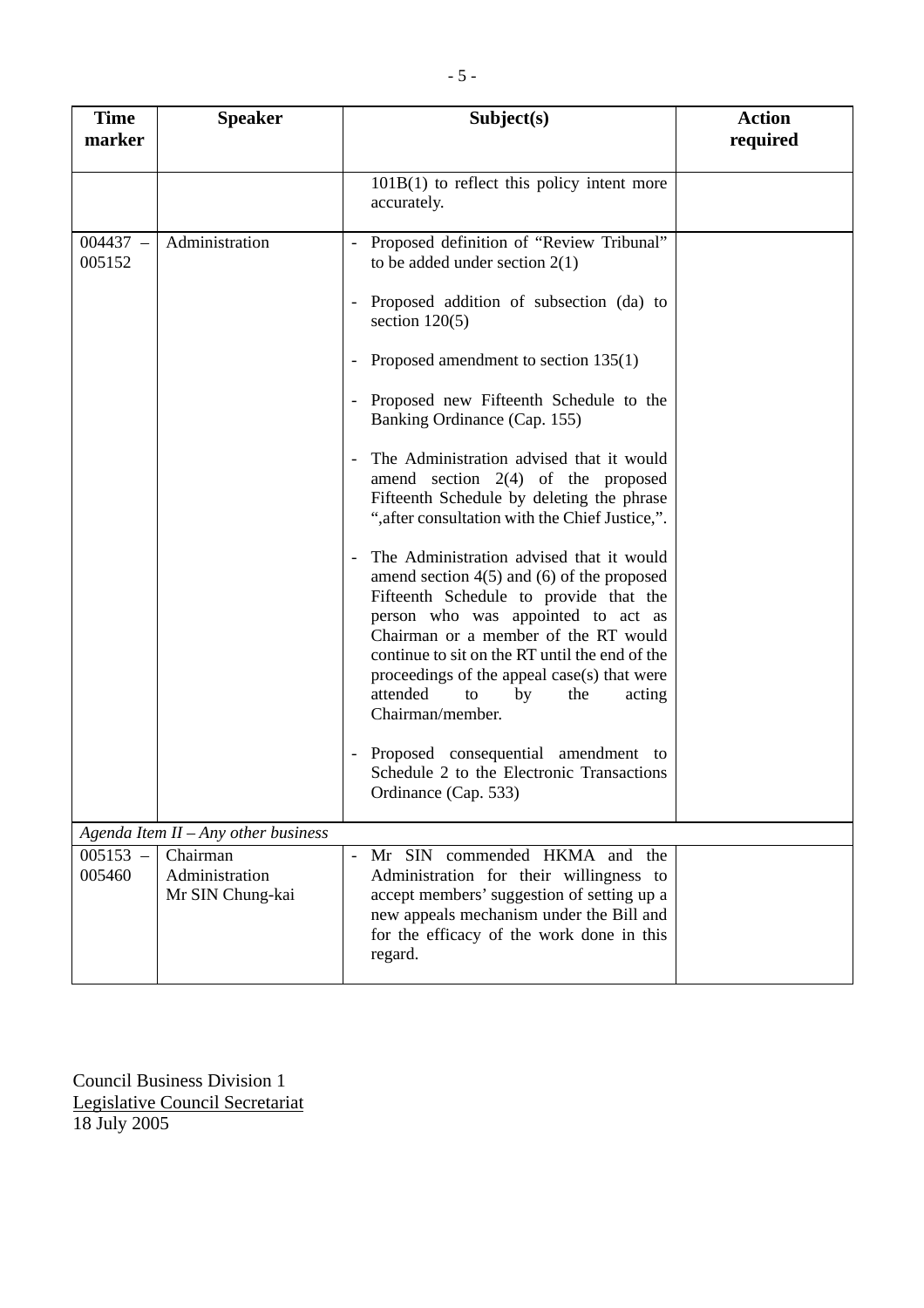| Time marker | Speaker | Subject(s) | Action required |
| --- | --- | --- | --- |
| | | 101B(1) to reflect this policy intent more accurately. | |
| 004437 – 005152 | Administration | - Proposed definition of "Review Tribunal" to be added under section 2(1)<br><br>- Proposed addition of subsection (da) to section 120(5)<br><br>- Proposed amendment to section 135(1)<br><br>- Proposed new Fifteenth Schedule to the Banking Ordinance (Cap. 155)<br><br>- The Administration advised that it would amend section 2(4) of the proposed Fifteenth Schedule by deleting the phrase ",after consultation with the Chief Justice,".<br><br>- The Administration advised that it would amend section 4(5) and (6) of the proposed Fifteenth Schedule to provide that the person who was appointed to act as Chairman or a member of the RT would continue to sit on the RT until the end of the proceedings of the appeal case(s) that were attended to by the acting Chairman/member.<br><br>- Proposed consequential amendment to Schedule 2 to the Electronic Transactions Ordinance (Cap. 533) | |
| *Agenda Item II – Any other business* | | | |
| 005153 – 005460 | Chairman<br>Administration<br>Mr SIN Chung-kai | - Mr SIN commended HKMA and the Administration for their willingness to accept members' suggestion of setting up a new appeals mechanism under the Bill and for the efficacy of the work done in this regard. | |

Council Business Division 1
Legislative Council Secretariat
18 July 2005